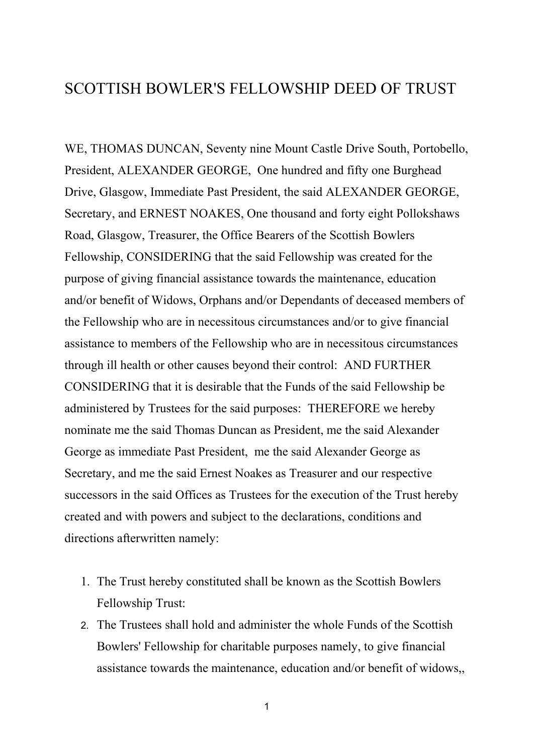# SCOTTISH BOWLER'S FELLOWSHIP DEED OF TRUST

WE, THOMAS DUNCAN, Seventy nine Mount Castle Drive South, Portobello, President, ALEXANDER GEORGE, One hundred and fifty one Burghead Drive, Glasgow, Immediate Past President, the said ALEXANDER GEORGE, Secretary, and ERNEST NOAKES, One thousand and forty eight Pollokshaws Road, Glasgow, Treasurer, the Office Bearers of the Scottish Bowlers Fellowship, CONSIDERING that the said Fellowship was created for the purpose of giving financial assistance towards the maintenance, education and/or benefit of Widows, Orphans and/or Dependants of deceased members of the Fellowship who are in necessitous circumstances and/or to give financial assistance to members of the Fellowship who are in necessitous circumstances through ill health or other causes beyond their control: AND FURTHER CONSIDERING that it is desirable that the Funds of the said Fellowship be administered by Trustees for the said purposes: THEREFORE we hereby nominate me the said Thomas Duncan as President, me the said Alexander George as immediate Past President, me the said Alexander George as Secretary, and me the said Ernest Noakes as Treasurer and our respective successors in the said Offices as Trustees for the execution of the Trust hereby created and with powers and subject to the declarations, conditions and directions afterwritten namely:

1. The Trust hereby constituted shall be known as the Scottish Bowlers Fellowship Trust:
2. The Trustees shall hold and administer the whole Funds of the Scottish Bowlers' Fellowship for charitable purposes namely, to give financial assistance towards the maintenance, education and/or benefit of widows,,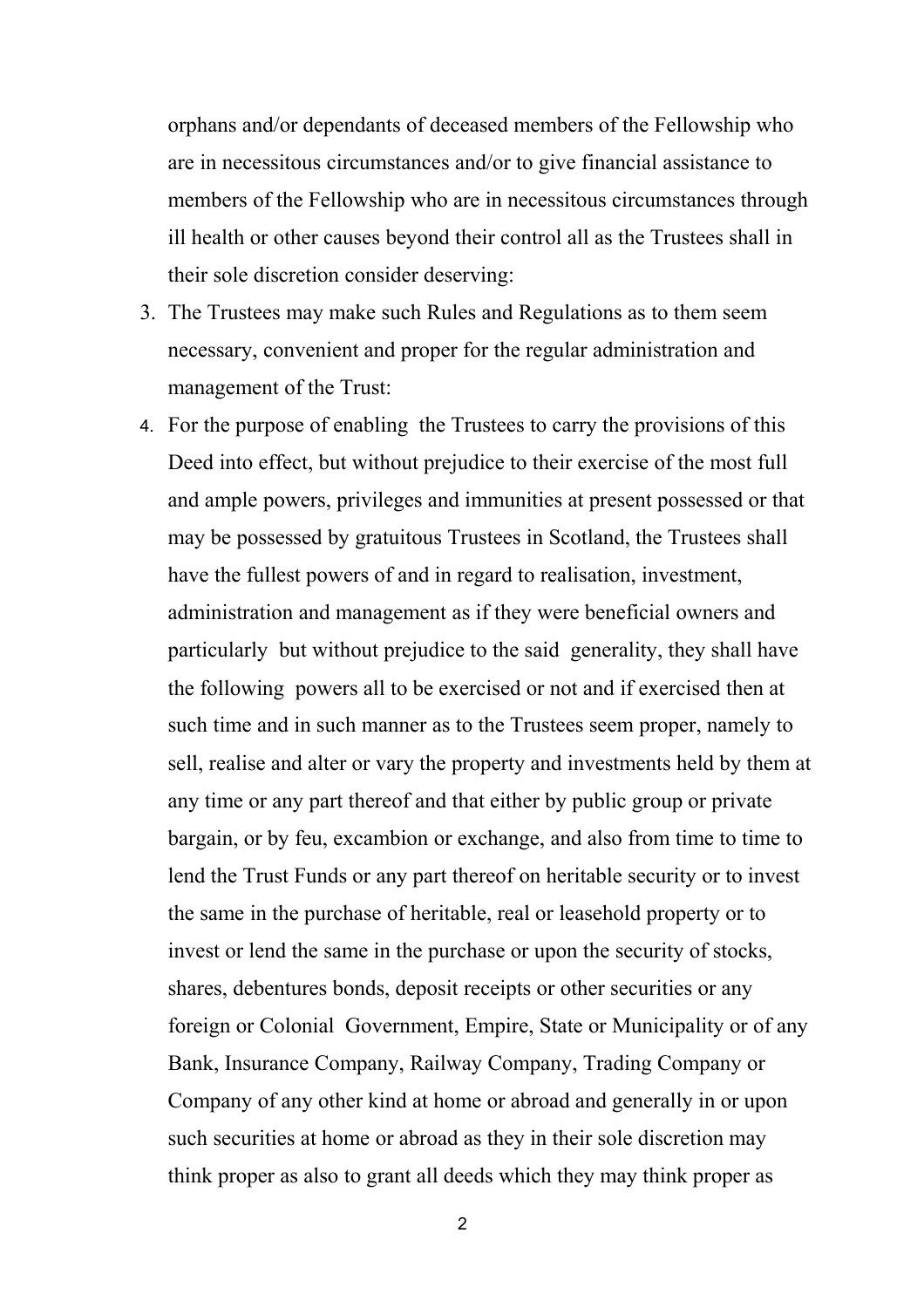orphans and/or dependants of deceased members of the Fellowship who are in necessitous circumstances and/or to give financial assistance to members of the Fellowship who are in necessitous circumstances through ill health or other causes beyond their control all as the Trustees shall in their sole discretion consider deserving:

3. The Trustees may make such Rules and Regulations as to them seem necessary, convenient and proper for the regular administration and management of the Trust:
4. For the purpose of enabling the Trustees to carry the provisions of this Deed into effect, but without prejudice to their exercise of the most full and ample powers, privileges and immunities at present possessed or that may be possessed by gratuitous Trustees in Scotland, the Trustees shall have the fullest powers of and in regard to realisation, investment, administration and management as if they were beneficial owners and particularly but without prejudice to the said generality, they shall have the following powers all to be exercised or not and if exercised then at such time and in such manner as to the Trustees seem proper, namely to sell, realise and alter or vary the property and investments held by them at any time or any part thereof and that either by public group or private bargain, or by feu, excambion or exchange, and also from time to time to lend the Trust Funds or any part thereof on heritable security or to invest the same in the purchase of heritable, real or leasehold property or to invest or lend the same in the purchase or upon the security of stocks, shares, debentures bonds, deposit receipts or other securities or any foreign or Colonial Government, Empire, State or Municipality or of any Bank, Insurance Company, Railway Company, Trading Company or Company of any other kind at home or abroad and generally in or upon such securities at home or abroad as they in their sole discretion may think proper as also to grant all deeds which they may think proper as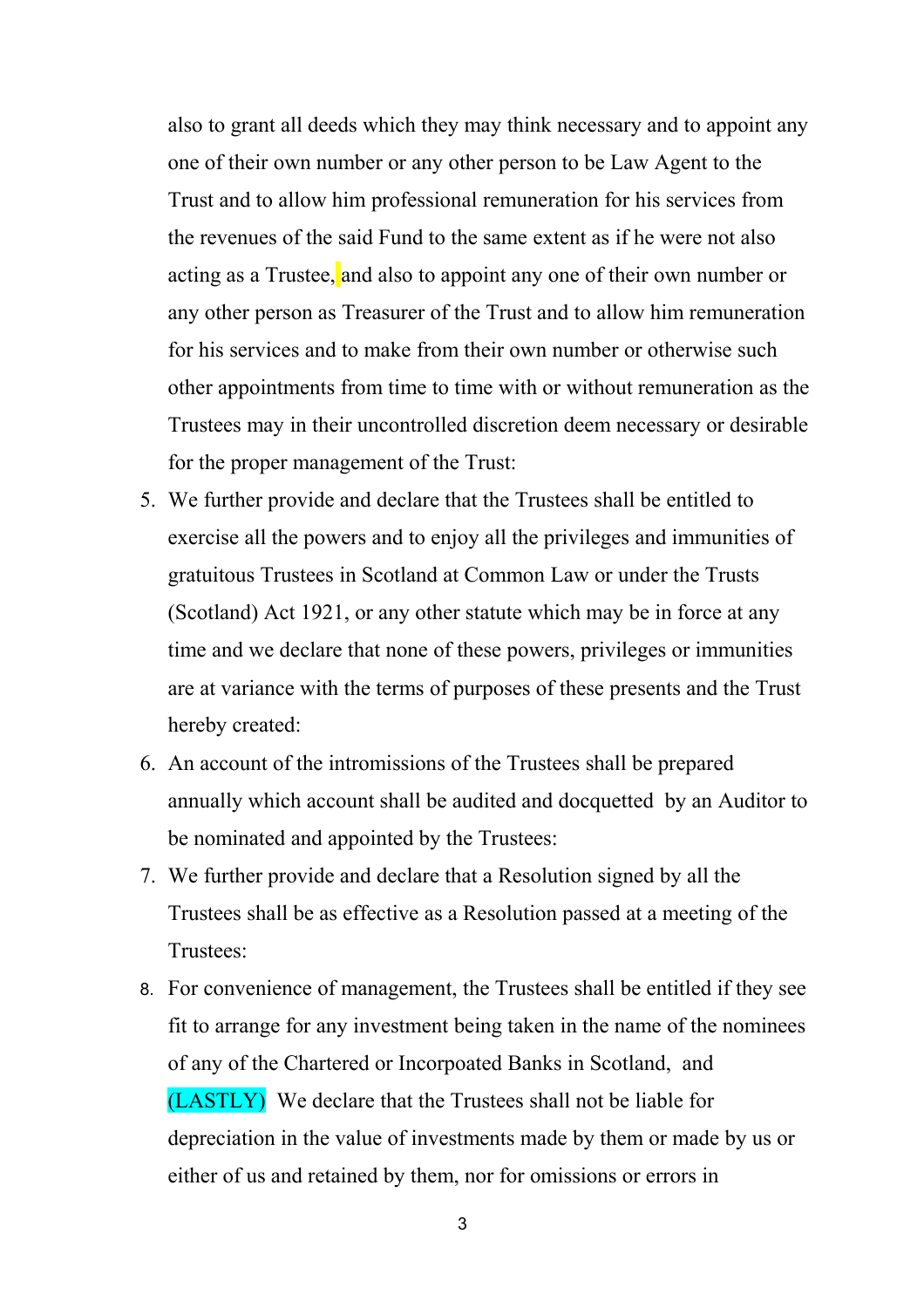also to grant all deeds which they may think necessary and to appoint any one of their own number or any other person to be Law Agent to the Trust and to allow him professional remuneration for his services from the revenues of the said Fund to the same extent as if he were not also acting as a Trustee, and also to appoint any one of their own number or any other person as Treasurer of the Trust and to allow him remuneration for his services and to make from their own number or otherwise such other appointments from time to time with or without remuneration as the Trustees may in their uncontrolled discretion deem necessary or desirable for the proper management of the Trust:

5. We further provide and declare that the Trustees shall be entitled to exercise all the powers and to enjoy all the privileges and immunities of gratuitous Trustees in Scotland at Common Law or under the Trusts (Scotland) Act 1921, or any other statute which may be in force at any time and we declare that none of these powers, privileges or immunities are at variance with the terms of purposes of these presents and the Trust hereby created:
6. An account of the intromissions of the Trustees shall be prepared annually which account shall be audited and docquetted by an Auditor to be nominated and appointed by the Trustees:
7. We further provide and declare that a Resolution signed by all the Trustees shall be as effective as a Resolution passed at a meeting of the Trustees:
8. For convenience of management, the Trustees shall be entitled if they see fit to arrange for any investment being taken in the name of the nominees of any of the Chartered or Incorpoated Banks in Scotland, and (LASTLY) We declare that the Trustees shall not be liable for depreciation in the value of investments made by them or made by us or either of us and retained by them, nor for omissions or errors in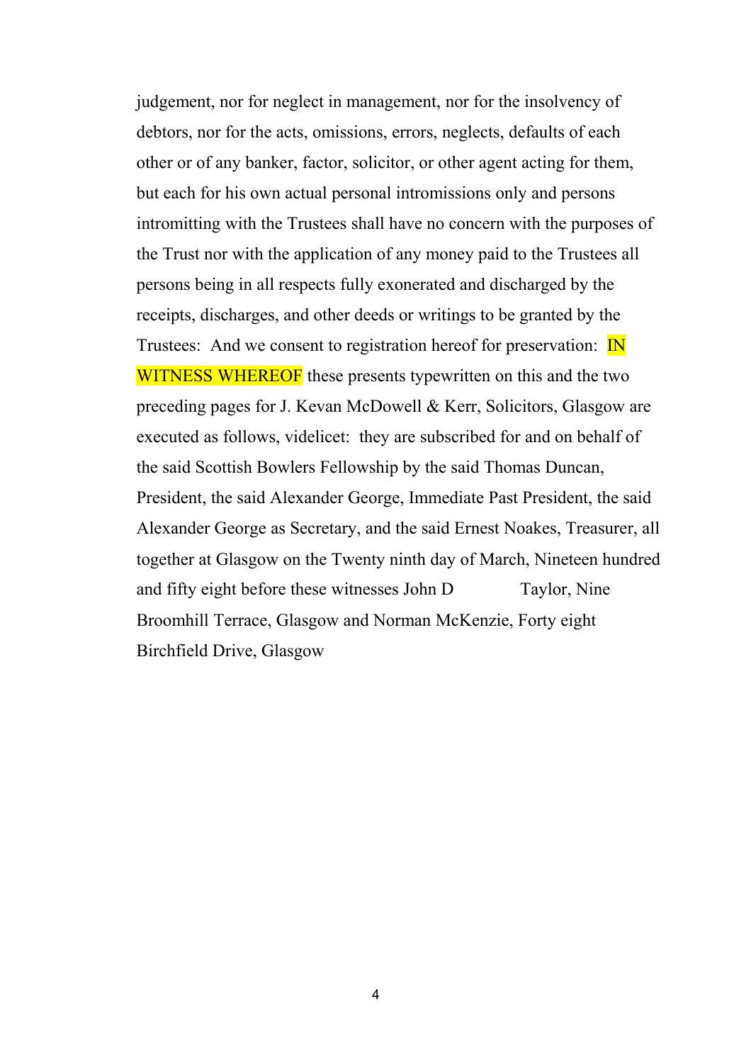judgement, nor for neglect in management, nor for the insolvency of debtors, nor for the acts, omissions, errors, neglects, defaults of each other or of any banker, factor, solicitor, or other agent acting for them, but each for his own actual personal intromissions only and persons intromitting with the Trustees shall have no concern with the purposes of the Trust nor with the application of any money paid to the Trustees all persons being in all respects fully exonerated and discharged by the receipts, discharges, and other deeds or writings to be granted by the Trustees: And we consent to registration hereof for preservation: IN WITNESS WHEREOF these presents typewritten on this and the two preceding pages for J. Kevan McDowell & Kerr, Solicitors, Glasgow are executed as follows, videlicet: they are subscribed for and on behalf of the said Scottish Bowlers Fellowship by the said Thomas Duncan, President, the said Alexander George, Immediate Past President, the said Alexander George as Secretary, and the said Ernest Noakes, Treasurer, all together at Glasgow on the Twenty ninth day of March, Nineteen hundred and fifty eight before these witnesses John D Taylor, Nine Broomhill Terrace, Glasgow and Norman McKenzie, Forty eight Birchfield Drive, Glasgow